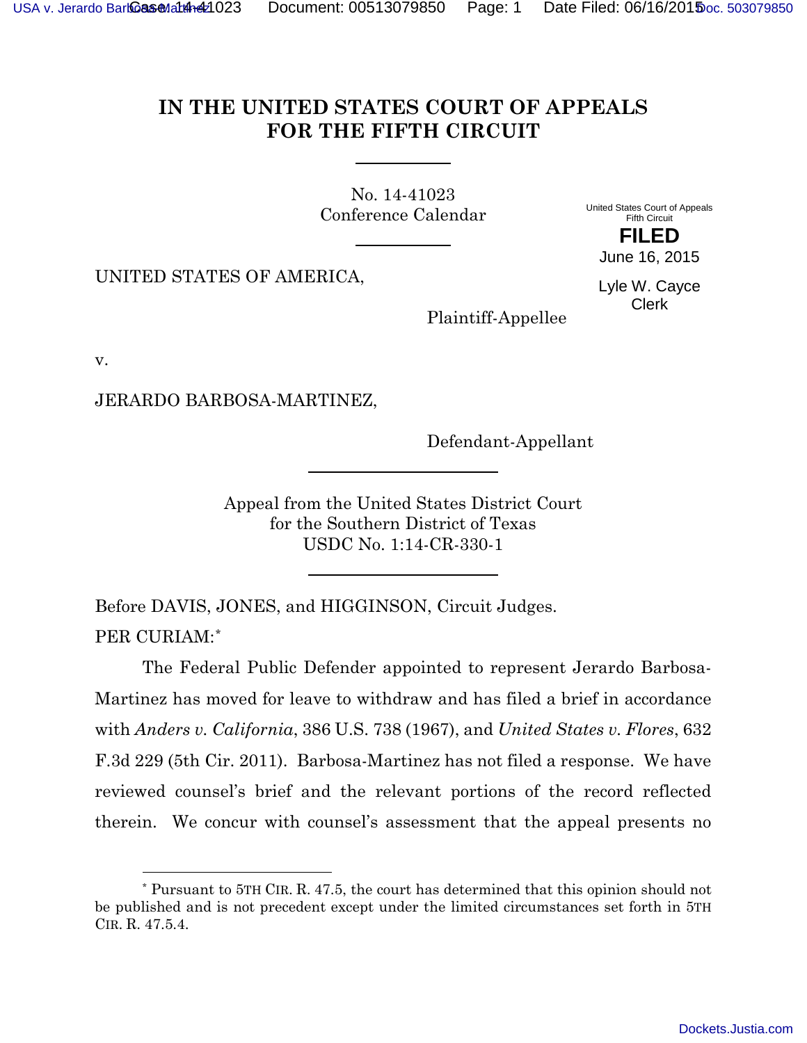# IN THE UNITED STATES COURT OF APPEALS FOR THE FIFTH CIRCUIT

No. 14-41023
Conference Calendar

United States Court of Appeals
Fifth Circuit

**FILED**

June 16, 2015

Lyle W. Cayce
Clerk

UNITED STATES OF AMERICA,

Plaintiff-Appellee

v.

JERARDO BARBOSA-MARTINEZ,

Defendant-Appellant

Appeal from the United States District Court
for the Southern District of Texas
USDC No. 1:14-CR-330-1

Before DAVIS, JONES, and HIGGINSON, Circuit Judges.

PER CURIAM:[*]

The Federal Public Defender appointed to represent Jerardo Barbosa-Martinez has moved for leave to withdraw and has filed a brief in accordance with *Anders v. California*, 386 U.S. 738 (1967), and *United States v. Flores*, 632 F.3d 229 (5th Cir. 2011). Barbosa-Martinez has not filed a response. We have reviewed counsel's brief and the relevant portions of the record reflected therein. We concur with counsel's assessment that the appeal presents no

[*] Pursuant to 5TH CIR. R. 47.5, the court has determined that this opinion should not be published and is not precedent except under the limited circumstances set forth in 5TH CIR. R. 47.5.4.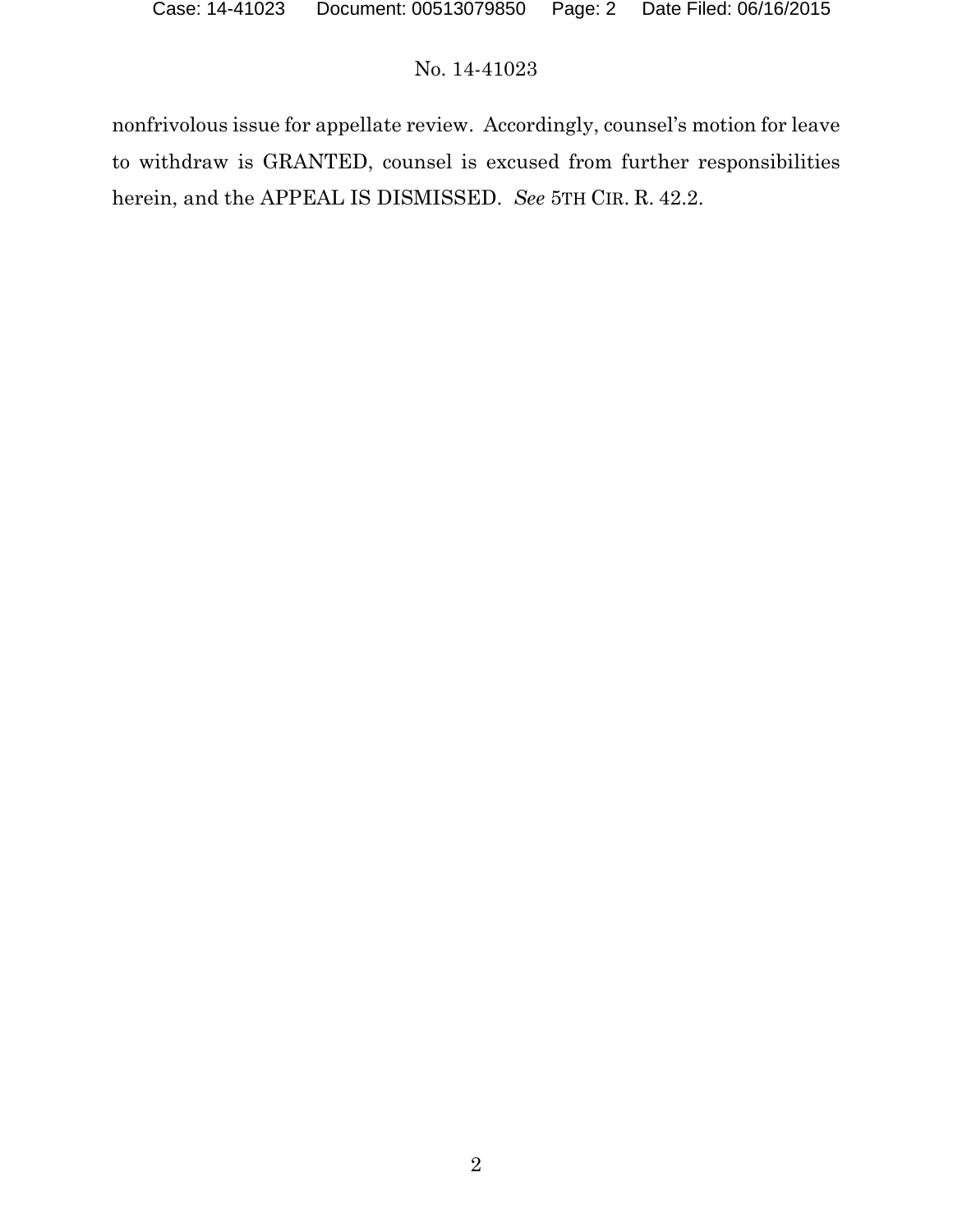nonfrivolous issue for appellate review. Accordingly, counsel's motion for leave to withdraw is GRANTED, counsel is excused from further responsibilities herein, and the APPEAL IS DISMISSED. *See* 5TH CIR. R. 42.2.